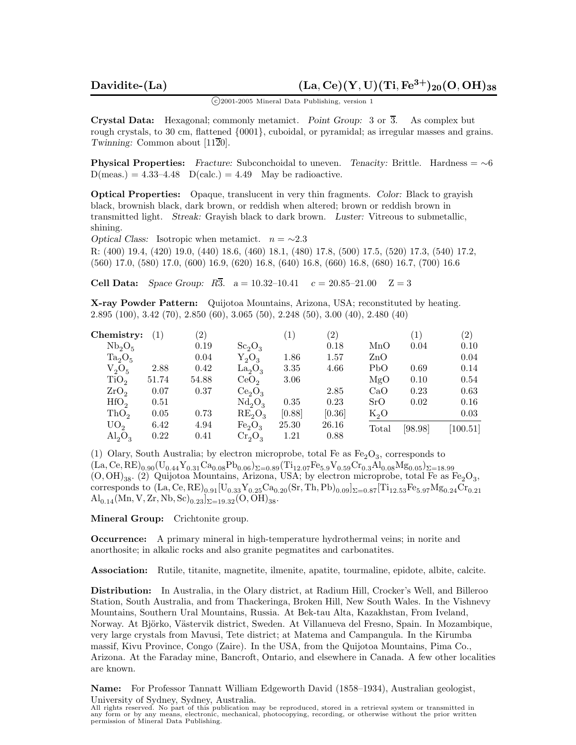# Davidite-(La) $(La, Ce)(Y, U)(Ti, Fe^{3+})_{20}(O, OH)_{38}$

©2001-2005 Mineral Data Publishing, version 1

**Crystal Data:** Hexagonal; commonly metamict. *Point Group:* 3 or $\overline{3}$. As complex but rough crystals, to 30 cm, flattened {0001}, cuboidal, or pyramidal; as irregular masses and grains. *Twinning:* Common about [11$\overline{2}$0].

**Physical Properties:** *Fracture:* Subconchoidal to uneven. *Tenacity:* Brittle. Hardness = ∼6 D(meas.) = 4.33–4.48 D(calc.) = 4.49 May be radioactive.

**Optical Properties:** Opaque, translucent in very thin fragments. *Color:* Black to grayish black, brownish black, dark brown, or reddish when altered; brown or reddish brown in transmitted light. *Streak:* Grayish black to dark brown. *Luster:* Vitreous to submetallic, shining.

*Optical Class:* Isotropic when metamict. $n = \sim 2.3$

R: (400) 19.4, (420) 19.0, (440) 18.6, (460) 18.1, (480) 17.8, (500) 17.5, (520) 17.3, (540) 17.2, (560) 17.0, (580) 17.0, (600) 16.9, (620) 16.8, (640) 16.8, (660) 16.8, (680) 16.7, (700) 16.6

**Cell Data:** *Space Group:* $R\overline{3}$. $a = 10.32$–$10.41$ $c = 20.85$–$21.00$ Z = 3

**X-ray Powder Pattern:** Quijotoa Mountains, Arizona, USA; reconstituted by heating. 2.895 (100), 3.42 (70), 2.850 (60), 3.065 (50), 2.248 (50), 3.00 (40), 2.480 (40)

**Chemistry:**

| | (1) | (2) | | (1) | (2) | | (1) | (2) |
|---|---|---|---|---|---|---|---|---|
| $Nb_2O_5$ | | 0.19 | $Sc_2O_3$ | | 0.18 | MnO | 0.04 | 0.10 |
| $Ta_2O_5$ | | 0.04 | $Y_2O_3$ | 1.86 | 1.57 | ZnO | | 0.04 |
| $V_2O_5$ | 2.88 | 0.42 | $La_2O_3$ | 3.35 | 4.66 | PbO | 0.69 | 0.14 |
| $TiO_2$ | 51.74 | 54.88 | $CeO_2$ | 3.06 | | MgO | 0.10 | 0.54 |
| $ZrO_2$ | 0.07 | 0.37 | $Ce_2O_3$ | | 2.85 | CaO | 0.23 | 0.63 |
| $HfO_2$ | 0.51 | | $Nd_2O_3$ | 0.35 | 0.23 | SrO | 0.02 | 0.16 |
| $ThO_2$ | 0.05 | 0.73 | $RE_2O_3$ | [0.88] | [0.36] | $K_2O$ | | 0.03 |
| $UO_2$ | 6.42 | 4.94 | $Fe_2O_3$ | 25.30 | 26.16 | Total | [98.98] | [100.51] |
| $Al_2O_3$ | 0.22 | 0.41 | $Cr_2O_3$ | 1.21 | 0.88 | | | |

(1) Olary, South Australia; by electron microprobe, total Fe as $Fe_2O_3$, corresponds to $(La, Ce, RE)_{0.90}(U_{0.44}Y_{0.31}Ca_{0.08}Pb_{0.06})_{\Sigma=0.89}(Ti_{12.07}Fe_{5.9}V_{0.59}Cr_{0.3}Al_{0.08}Mg_{0.05})_{\Sigma=18.99}(O, OH)_{38}$. (2) Quijotoa Mountains, Arizona, USA; by electron microprobe, total Fe as $Fe_2O_3$, corresponds to $(La, Ce, RE)_{0.91}[U_{0.33}Y_{0.25}Ca_{0.20}(Sr, Th, Pb)_{0.09}]_{\Sigma=0.87}[Ti_{12.53}Fe_{5.97}Mg_{0.24}Cr_{0.21}Al_{0.14}(Mn, V, Zr, Nb, Sc)_{0.23}]_{\Sigma=19.32}(O, OH)_{38}$.

**Mineral Group:** Crichtonite group.

**Occurrence:** A primary mineral in high-temperature hydrothermal veins; in norite and anorthosite; in alkalic rocks and also granite pegmatites and carbonatites.

**Association:** Rutile, titanite, magnetite, ilmenite, apatite, tourmaline, epidote, albite, calcite.

**Distribution:** In Australia, in the Olary district, at Radium Hill, Crocker's Well, and Billeroo Station, South Australia, and from Thackeringa, Broken Hill, New South Wales. In the Vishnevy Mountains, Southern Ural Mountains, Russia. At Bek-tau Alta, Kazakhstan, From Iveland, Norway. At Björko, Västervik district, Sweden. At Villanueva del Fresno, Spain. In Mozambique, very large crystals from Mavusi, Tete district; at Matema and Campangula. In the Kirumba massif, Kivu Province, Congo (Zaire). In the USA, from the Quijotoa Mountains, Pima Co., Arizona. At the Faraday mine, Bancroft, Ontario, and elsewhere in Canada. A few other localities are known.

**Name:** For Professor Tannatt William Edgeworth David (1858–1934), Australian geologist, University of Sydney, Sydney, Australia.

All rights reserved. No part of this publication may be reproduced, stored in a retrieval system or transmitted in any form or by any means, electronic, mechanical, photocopying, recording, or otherwise without the prior written permission of Mineral Data Publishing.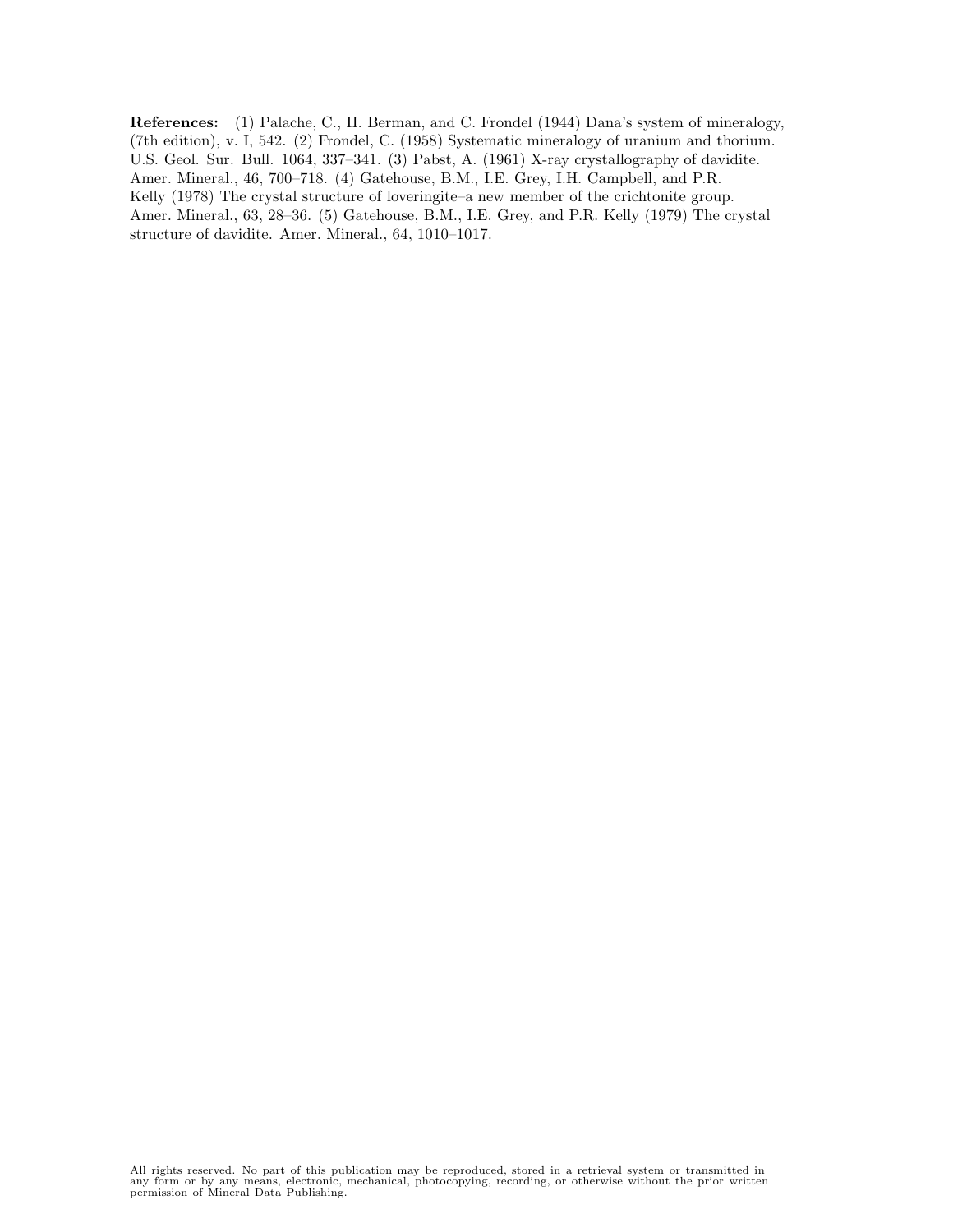**References:** (1) Palache, C., H. Berman, and C. Frondel (1944) Dana's system of mineralogy, (7th edition), v. I, 542. (2) Frondel, C. (1958) Systematic mineralogy of uranium and thorium. U.S. Geol. Sur. Bull. 1064, 337–341. (3) Pabst, A. (1961) X-ray crystallography of davidite. Amer. Mineral., 46, 700–718. (4) Gatehouse, B.M., I.E. Grey, I.H. Campbell, and P.R. Kelly (1978) The crystal structure of loveringite–a new member of the crichtonite group. Amer. Mineral., 63, 28–36. (5) Gatehouse, B.M., I.E. Grey, and P.R. Kelly (1979) The crystal structure of davidite. Amer. Mineral., 64, 1010–1017.

All rights reserved. No part of this publication may be reproduced, stored in a retrieval system or transmitted in any form or by any means, electronic, mechanical, photocopying, recording, or otherwise without the prior written permission of Mineral Data Publishing.